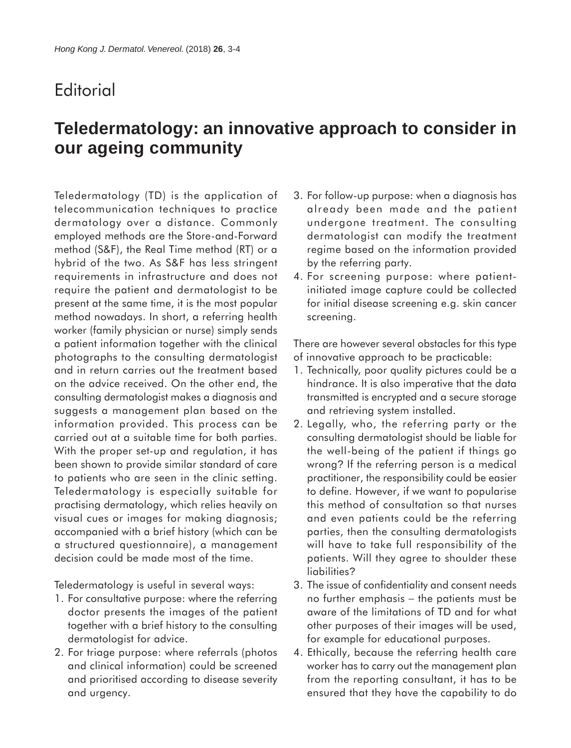# Editorial

## Teledermatology: an innovative approach to consider in our ageing community

Teledermatology (TD) is the application of telecommunication techniques to practice dermatology over a distance. Commonly employed methods are the Store-and-Forward method (S&F), the Real Time method (RT) or a hybrid of the two. As S&F has less stringent requirements in infrastructure and does not require the patient and dermatologist to be present at the same time, it is the most popular method nowadays. In short, a referring health worker (family physician or nurse) simply sends a patient information together with the clinical photographs to the consulting dermatologist and in return carries out the treatment based on the advice received. On the other end, the consulting dermatologist makes a diagnosis and suggests a management plan based on the information provided. This process can be carried out at a suitable time for both parties. With the proper set-up and regulation, it has been shown to provide similar standard of care to patients who are seen in the clinic setting. Teledermatology is especially suitable for practising dermatology, which relies heavily on visual cues or images for making diagnosis; accompanied with a brief history (which can be a structured questionnaire), a management decision could be made most of the time.

Teledermatology is useful in several ways:

1. For consultative purpose: where the referring doctor presents the images of the patient together with a brief history to the consulting dermatologist for advice.
2. For triage purpose: where referrals (photos and clinical information) could be screened and prioritised according to disease severity and urgency.
3. For follow-up purpose: when a diagnosis has already been made and the patient undergone treatment. The consulting dermatologist can modify the treatment regime based on the information provided by the referring party.
4. For screening purpose: where patient-initiated image capture could be collected for initial disease screening e.g. skin cancer screening.

There are however several obstacles for this type of innovative approach to be practicable:

1. Technically, poor quality pictures could be a hindrance. It is also imperative that the data transmitted is encrypted and a secure storage and retrieving system installed.
2. Legally, who, the referring party or the consulting dermatologist should be liable for the well-being of the patient if things go wrong? If the referring person is a medical practitioner, the responsibility could be easier to define. However, if we want to popularise this method of consultation so that nurses and even patients could be the referring parties, then the consulting dermatologists will have to take full responsibility of the patients. Will they agree to shoulder these liabilities?
3. The issue of confidentiality and consent needs no further emphasis – the patients must be aware of the limitations of TD and for what other purposes of their images will be used, for example for educational purposes.
4. Ethically, because the referring health care worker has to carry out the management plan from the reporting consultant, it has to be ensured that they have the capability to do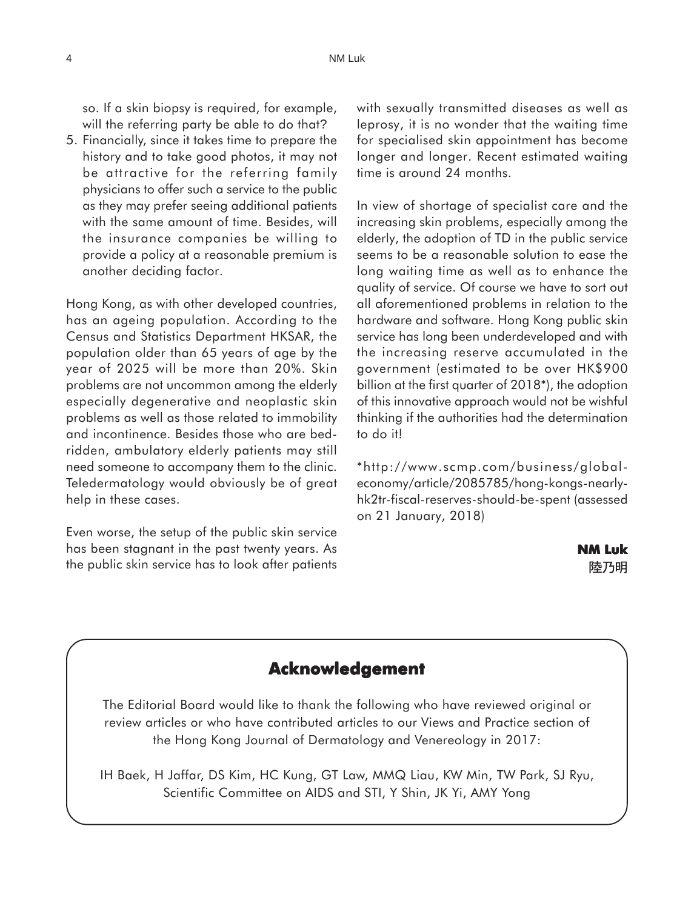so. If a skin biopsy is required, for example, will the referring party be able to do that?

5. Financially, since it takes time to prepare the history and to take good photos, it may not be attractive for the referring family physicians to offer such a service to the public as they may prefer seeing additional patients with the same amount of time. Besides, will the insurance companies be willing to provide a policy at a reasonable premium is another deciding factor.

Hong Kong, as with other developed countries, has an ageing population. According to the Census and Statistics Department HKSAR, the population older than 65 years of age by the year of 2025 will be more than 20%. Skin problems are not uncommon among the elderly especially degenerative and neoplastic skin problems as well as those related to immobility and incontinence. Besides those who are bed-ridden, ambulatory elderly patients may still need someone to accompany them to the clinic. Teledermatology would obviously be of great help in these cases.

Even worse, the setup of the public skin service has been stagnant in the past twenty years. As the public skin service has to look after patients with sexually transmitted diseases as well as leprosy, it is no wonder that the waiting time for specialised skin appointment has become longer and longer. Recent estimated waiting time is around 24 months.

In view of shortage of specialist care and the increasing skin problems, especially among the elderly, the adoption of TD in the public service seems to be a reasonable solution to ease the long waiting time as well as to enhance the quality of service. Of course we have to sort out all aforementioned problems in relation to the hardware and software. Hong Kong public skin service has long been underdeveloped and with the increasing reserve accumulated in the government (estimated to be over HK$900 billion at the first quarter of 2018*), the adoption of this innovative approach would not be wishful thinking if the authorities had the determination to do it!

*http://www.scmp.com/business/global-economy/article/2085785/hong-kongs-nearly-hk2tr-fiscal-reserves-should-be-spent (assessed on 21 January, 2018)

**NM Luk**
**陸乃明**

## Acknowledgement

The Editorial Board would like to thank the following who have reviewed original or review articles or who have contributed articles to our Views and Practice section of the Hong Kong Journal of Dermatology and Venereology in 2017:

IH Baek, H Jaffar, DS Kim, HC Kung, GT Law, MMQ Liau, KW Min, TW Park, SJ Ryu, Scientific Committee on AIDS and STI, Y Shin, JK Yi, AMY Yong